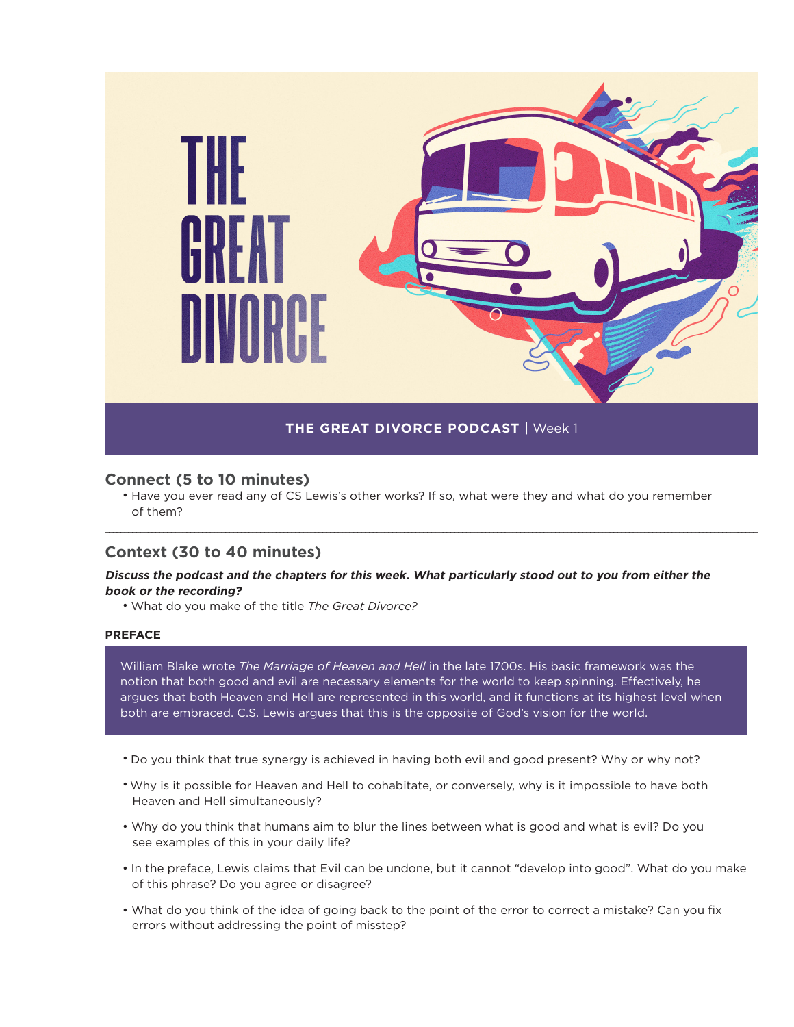# THE GREAT DIVORCE

**THE GREAT DIVORCE PODCAST** | Week 1

## Connect (5 to 10 minutes)

- Have you ever read any of CS Lewis's other works? If so, what were they and what do you remember of them?

---

## Context (30 to 40 minutes)

***Discuss the podcast and the chapters for this week. What particularly stood out to you from either the book or the recording?***

- What do you make of the title *The Great Divorce?*

### PREFACE

William Blake wrote *The Marriage of Heaven and Hell* in the late 1700s. His basic framework was the notion that both good and evil are necessary elements for the world to keep spinning. Effectively, he argues that both Heaven and Hell are represented in this world, and it functions at its highest level when both are embraced. C.S. Lewis argues that this is the opposite of God's vision for the world.

- Do you think that true synergy is achieved in having both evil and good present? Why or why not?
- Why is it possible for Heaven and Hell to cohabitate, or conversely, why is it impossible to have both Heaven and Hell simultaneously?
- Why do you think that humans aim to blur the lines between what is good and what is evil? Do you see examples of this in your daily life?
- In the preface, Lewis claims that Evil can be undone, but it cannot "develop into good". What do you make of this phrase? Do you agree or disagree?
- What do you think of the idea of going back to the point of the error to correct a mistake? Can you fix errors without addressing the point of misstep?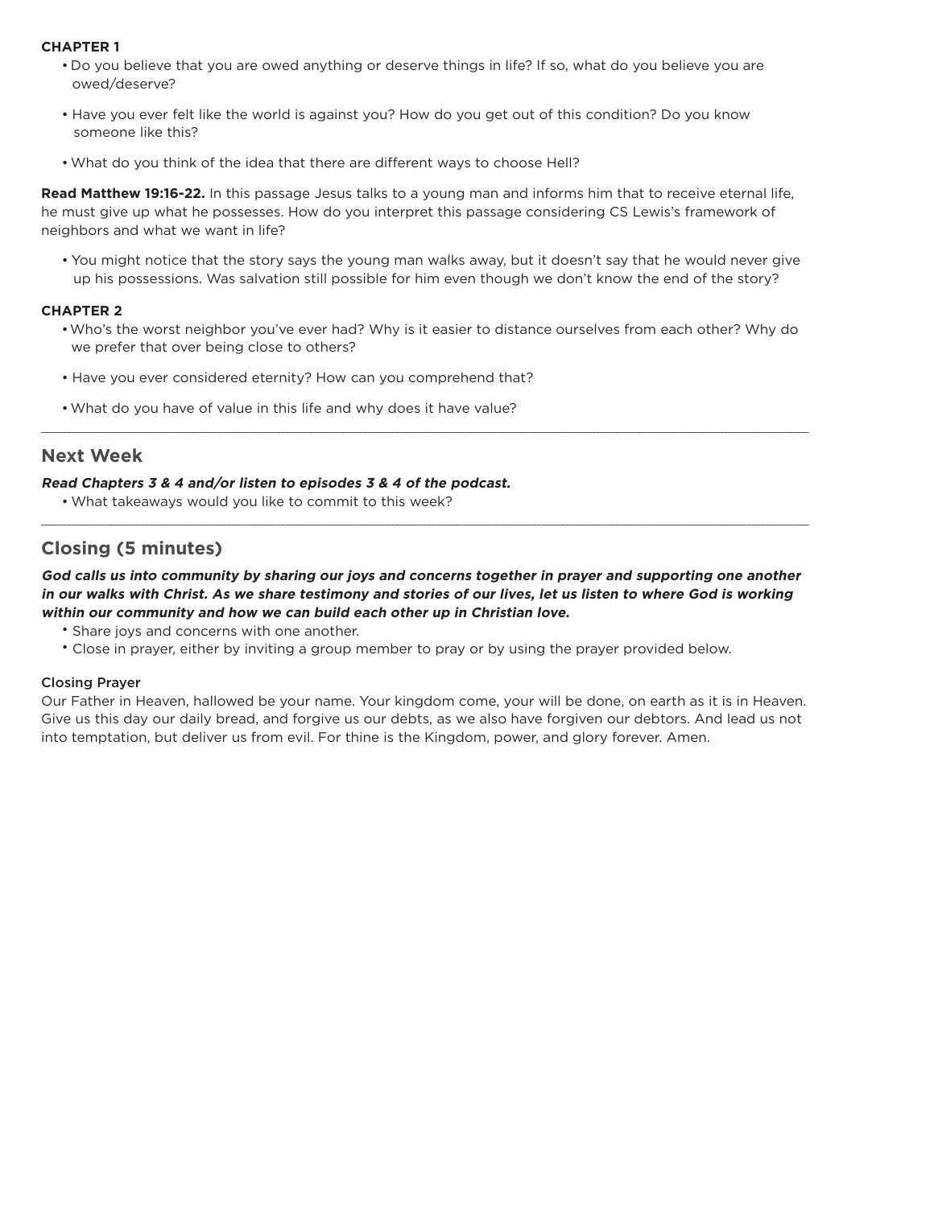**CHAPTER 1**

- Do you believe that you are owed anything or deserve things in life? If so, what do you believe you are owed/deserve?
- Have you ever felt like the world is against you? How do you get out of this condition? Do you know someone like this?
- What do you think of the idea that there are different ways to choose Hell?

**Read Matthew 19:16-22.** In this passage Jesus talks to a young man and informs him that to receive eternal life, he must give up what he possesses. How do you interpret this passage considering CS Lewis's framework of neighbors and what we want in life?

- You might notice that the story says the young man walks away, but it doesn't say that he would never give up his possessions. Was salvation still possible for him even though we don't know the end of the story?

**CHAPTER 2**

- Who's the worst neighbor you've ever had? Why is it easier to distance ourselves from each other? Why do we prefer that over being close to others?
- Have you ever considered eternity? How can you comprehend that?
- What do you have of value in this life and why does it have value?

---

## Next Week

***Read Chapters 3 & 4 and/or listen to episodes 3 & 4 of the podcast.***

- What takeaways would you like to commit to this week?

---

## Closing (5 minutes)

***God calls us into community by sharing our joys and concerns together in prayer and supporting one another in our walks with Christ. As we share testimony and stories of our lives, let us listen to where God is working within our community and how we can build each other up in Christian love.***

- Share joys and concerns with one another.
- Close in prayer, either by inviting a group member to pray or by using the prayer provided below.

### Closing Prayer

Our Father in Heaven, hallowed be your name. Your kingdom come, your will be done, on earth as it is in Heaven. Give us this day our daily bread, and forgive us our debts, as we also have forgiven our debtors. And lead us not into temptation, but deliver us from evil. For thine is the Kingdom, power, and glory forever. Amen.